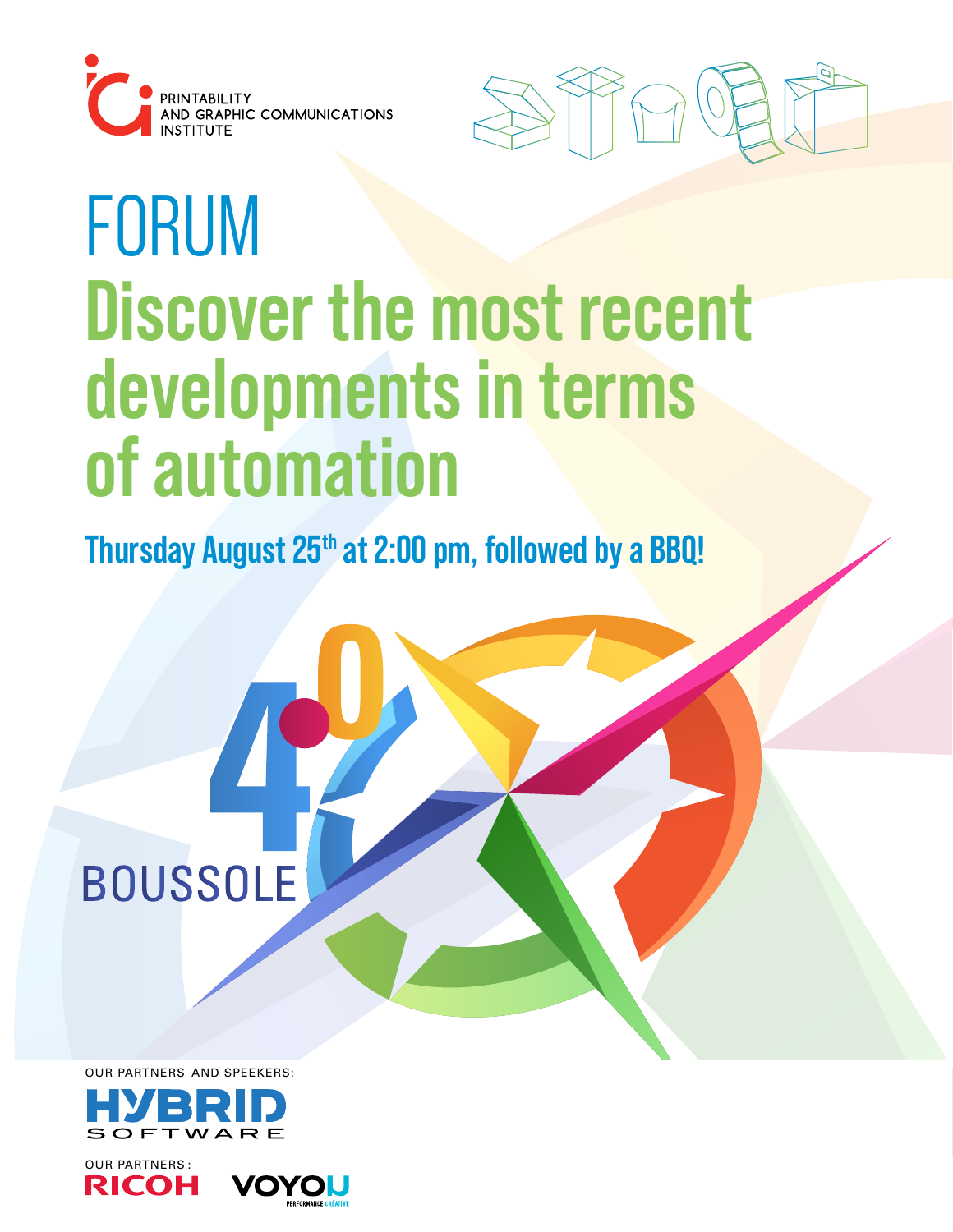PRINTABILITY
AND GRAPHIC COMMUNICATIONS
INSTITUTE

# FORUM

## Discover the most recent developments in terms of automation

**Thursday August 25th at 2:00 pm, followed by a BBQ!**

4.0 BOUSSOLE

OUR PARTNERS AND SPEEKERS:

HYBRID SOFTWARE

OUR PARTNERS :

RICOH

VOYOU PERFORMANCE CRÉATIVE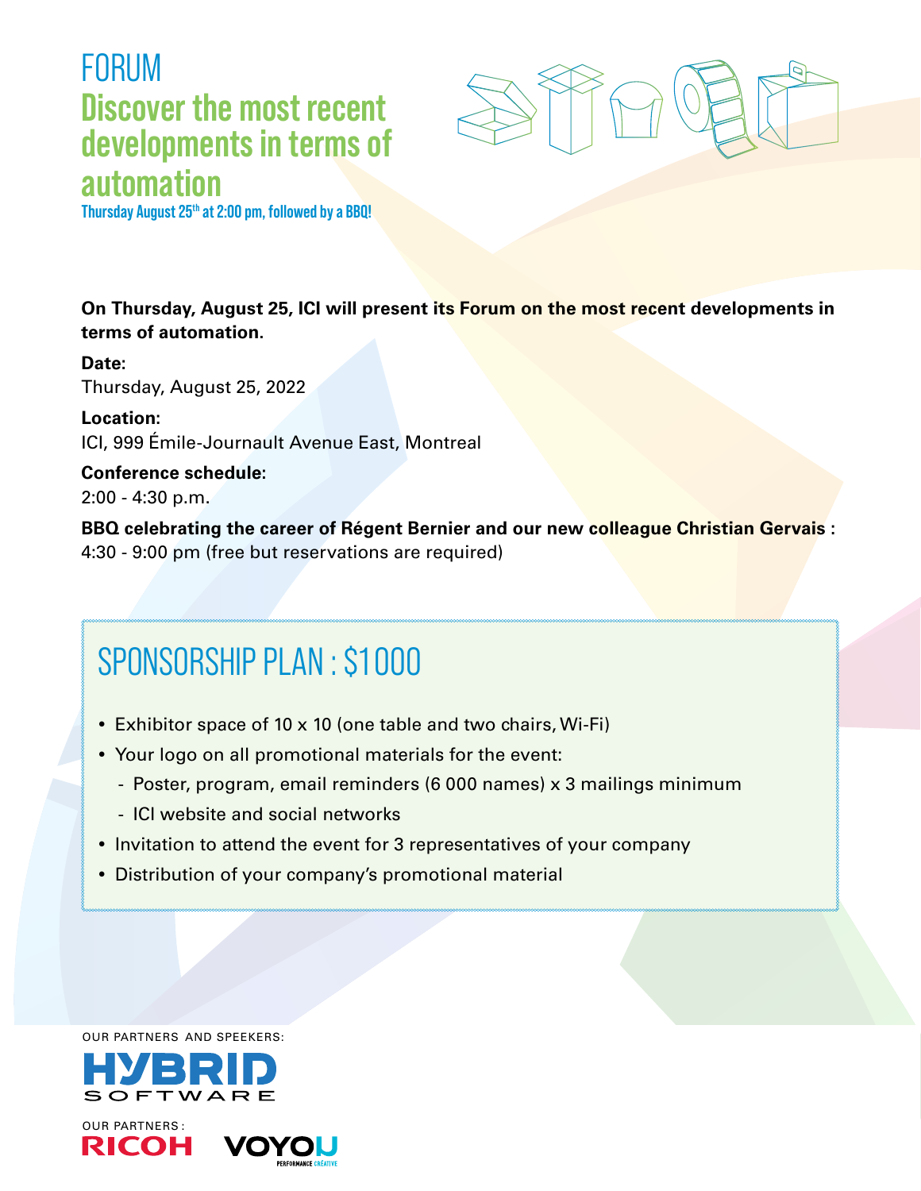# FORUM

## Discover the most recent developments in terms of automation

**Thursday August 25th at 2:00 pm, followed by a BBQ!**

**On Thursday, August 25, ICI will present its Forum on the most recent developments in terms of automation.**

**Date:**
Thursday, August 25, 2022

**Location:**
ICI, 999 Émile-Journault Avenue East, Montreal

**Conference schedule:**
2:00 - 4:30 p.m.

**BBQ celebrating the career of Régent Bernier and our new colleague Christian Gervais :**
4:30 - 9:00 pm (free but reservations are required)

## SPONSORSHIP PLAN : $1000

- Exhibitor space of 10 x 10 (one table and two chairs, Wi-Fi)
- Your logo on all promotional materials for the event:
  - Poster, program, email reminders (6 000 names) x 3 mailings minimum
  - ICI website and social networks
- Invitation to attend the event for 3 representatives of your company
- Distribution of your company's promotional material

OUR PARTNERS AND SPEEKERS:

HYBRID SOFTWARE

OUR PARTNERS :

RICOH

VOYOU PERFORMANCE CRÉATIVE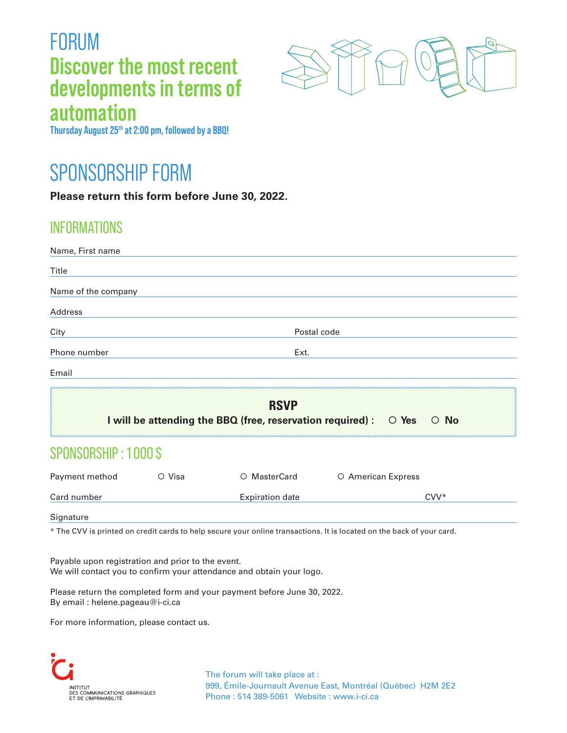# FORUM

## Discover the most recent developments in terms of automation

**Thursday August 25th at 2:00 pm, followed by a BBQ!**

# SPONSORSHIP FORM

**Please return this form before June 30, 2022.**

## INFORMATIONS

Name, First name

Title

Name of the company

Address

City Postal code

Phone number Ext.

Email

**RSVP**

**I will be attending the BBQ (free, reservation required) : ○ Yes ○ No**

## SPONSORSHIP : 1000 $

Payment method ○ Visa ○ MasterCard ○ American Express

Card number Expiration date CVV*

Signature

* The CVV is printed on credit cards to help secure your online transactions. It is located on the back of your card.

Payable upon registration and prior to the event.
We will contact you to confirm your attendance and obtain your logo.

Please return the completed form and your payment before June 30, 2022.
By email : helene.pageau@i-ci.ca

For more information, please contact us.

INSTITUT DES COMMUNICATIONS GRAPHIQUES ET DE L'IMPRIMABILITÉ

The forum will take place at :
999, Émile-Journault Avenue East, Montréal (Québec) H2M 2E2
Phone : 514 389-5061 Website : www.i-ci.ca